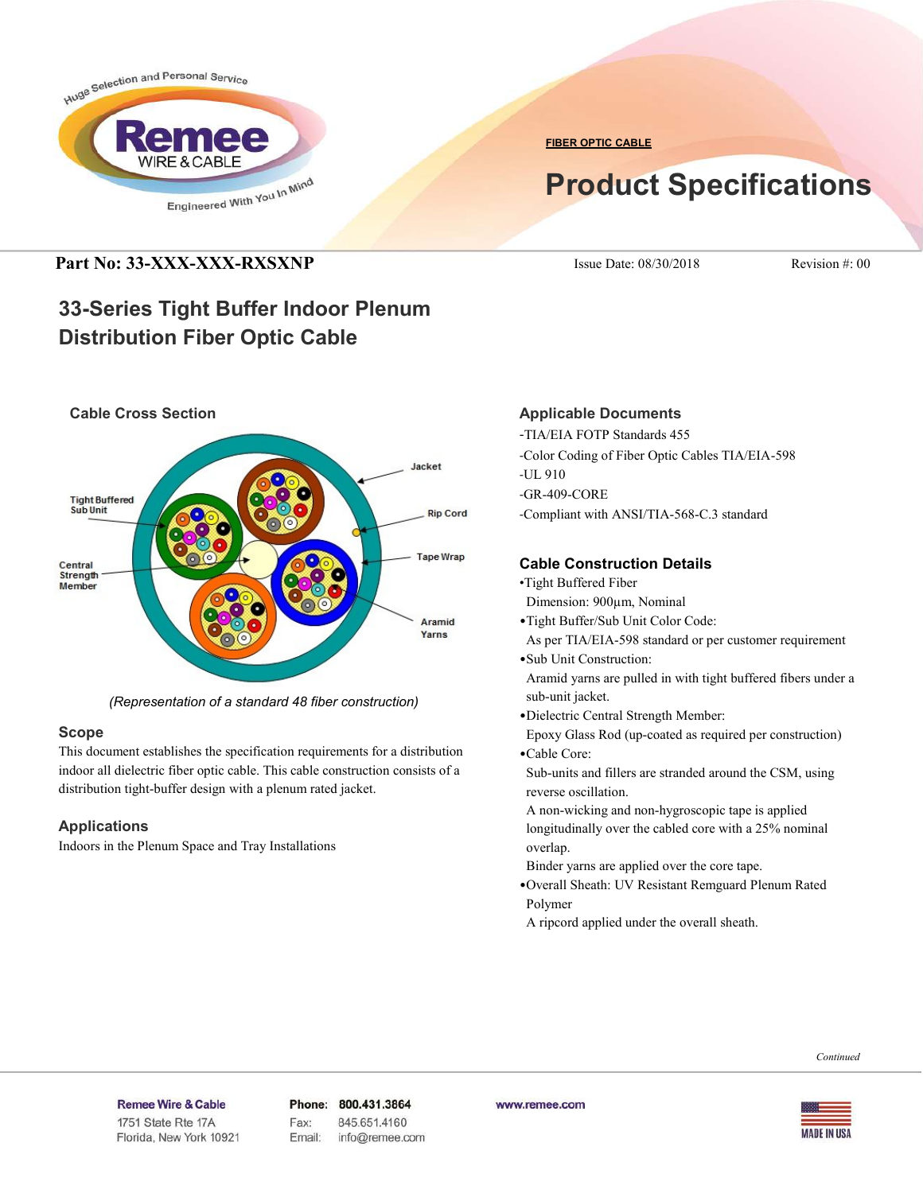FIBER OPTIC CABLE

# Product Specifications

**Part No: 33-XXX-XXX-RXSXNP** Issue Date: 08/30/2018 Revision #: 00

## 33-Series Tight Buffer Indoor Plenum Distribution Fiber Optic Cable

### Cable Cross Section

Jacket
Tight Buffered Sub Unit
Rip Cord
Tape Wrap
Central Strength Member
Aramid Yarns

*(Representation of a standard 48 fiber construction)*

### Scope

This document establishes the specification requirements for a distribution indoor all dielectric fiber optic cable. This cable construction consists of a distribution tight-buffer design with a plenum rated jacket.

### Applications

Indoors in the Plenum Space and Tray Installations

### Applicable Documents

-TIA/EIA FOTP Standards 455
-Color Coding of Fiber Optic Cables TIA/EIA-598
-UL 910
-GR-409-CORE
-Compliant with ANSI/TIA-568-C.3 standard

### Cable Construction Details

- Tight Buffered Fiber
  Dimension: 900µm, Nominal
- Tight Buffer/Sub Unit Color Code:
  As per TIA/EIA-598 standard or per customer requirement
- Sub Unit Construction:
  Aramid yarns are pulled in with tight buffered fibers under a sub-unit jacket.
- Dielectric Central Strength Member:
  Epoxy Glass Rod (up-coated as required per construction)
- Cable Core:
  Sub-units and fillers are stranded around the CSM, using reverse oscillation.
  A non-wicking and non-hygroscopic tape is applied longitudinally over the cabled core with a 25% nominal overlap.
  Binder yarns are applied over the core tape.
- Overall Sheath: UV Resistant Remguard Plenum Rated Polymer
  A ripcord applied under the overall sheath.

*Continued*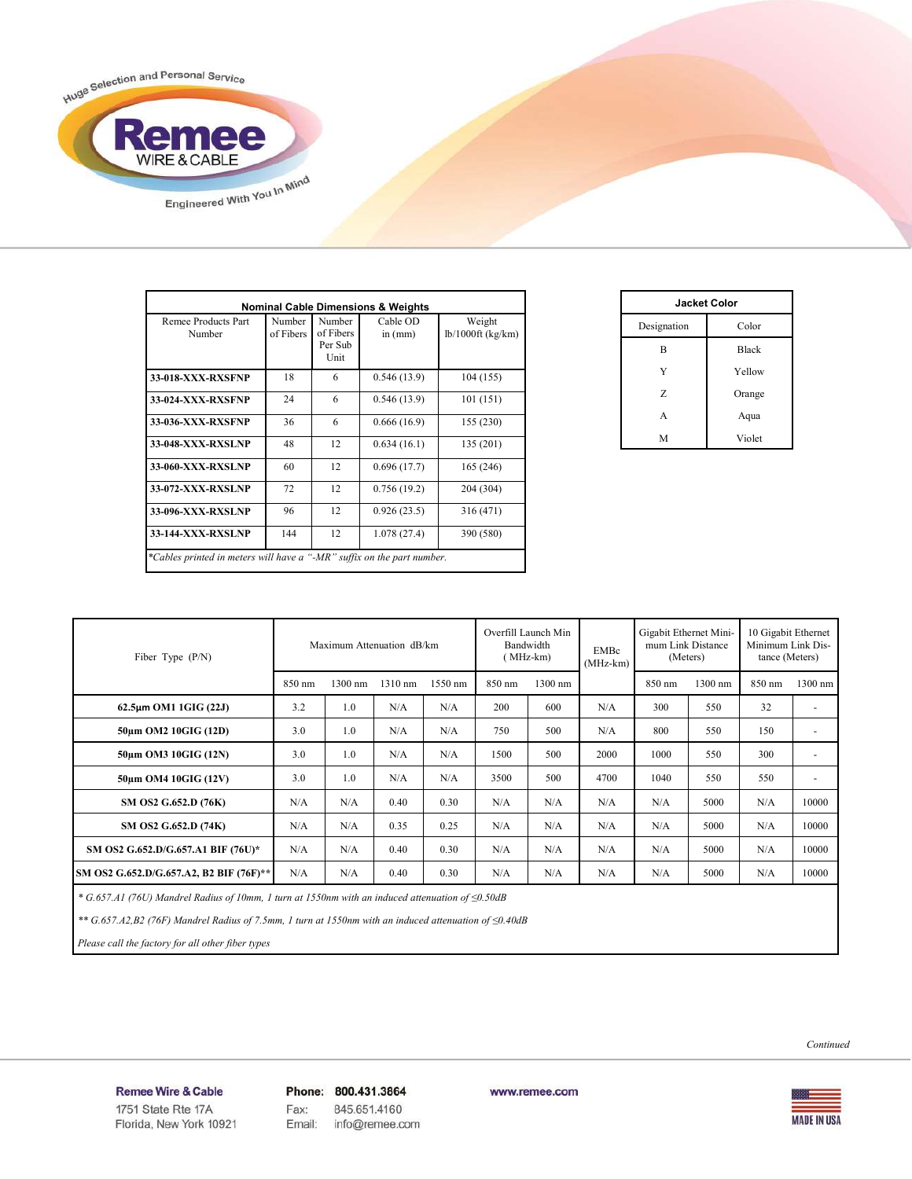| Nominal Cable Dimensions & Weights | | | | |
|---|---|---|---|---|
| Remee Products Part Number | Number of Fibers | Number of Fibers Per Sub Unit | Cable OD in (mm) | Weight lb/1000ft (kg/km) |
| **33-018-XXX-RXSFNP** | 18 | 6 | 0.546 (13.9) | 104 (155) |
| **33-024-XXX-RXSFNP** | 24 | 6 | 0.546 (13.9) | 101 (151) |
| **33-036-XXX-RXSFNP** | 36 | 6 | 0.666 (16.9) | 155 (230) |
| **33-048-XXX-RXSLNP** | 48 | 12 | 0.634 (16.1) | 135 (201) |
| **33-060-XXX-RXSLNP** | 60 | 12 | 0.696 (17.7) | 165 (246) |
| **33-072-XXX-RXSLNP** | 72 | 12 | 0.756 (19.2) | 204 (304) |
| **33-096-XXX-RXSLNP** | 96 | 12 | 0.926 (23.5) | 316 (471) |
| **33-144-XXX-RXSLNP** | 144 | 12 | 1.078 (27.4) | 390 (580) |

*\*Cables printed in meters will have a "-MR" suffix on the part number.*

| Jacket Color | |
|---|---|
| Designation | Color |
| B | Black |
| Y | Yellow |
| Z | Orange |
| A | Aqua |
| M | Violet |

| Fiber Type (P/N) | Maximum Attenuation dB/km | | | | Overfill Launch Min Bandwidth (MHz-km) | | EMBc (MHz-km) | Gigabit Ethernet Minimum Link Distance (Meters) | | 10 Gigabit Ethernet Minimum Link Distance (Meters) | |
|---|---|---|---|---|---|---|---|---|---|---|---|
| | 850 nm | 1300 nm | 1310 nm | 1550 nm | 850 nm | 1300 nm | | 850 nm | 1300 nm | 850 nm | 1300 nm |
| **62.5µm OM1 1GIG (22J)** | 3.2 | 1.0 | N/A | N/A | 200 | 600 | N/A | 300 | 550 | 32 | - |
| **50µm OM2 10GIG (12D)** | 3.0 | 1.0 | N/A | N/A | 750 | 500 | N/A | 800 | 550 | 150 | - |
| **50µm OM3 10GIG (12N)** | 3.0 | 1.0 | N/A | N/A | 1500 | 500 | 2000 | 1000 | 550 | 300 | - |
| **50µm OM4 10GIG (12V)** | 3.0 | 1.0 | N/A | N/A | 3500 | 500 | 4700 | 1040 | 550 | 550 | - |
| **SM OS2 G.652.D (76K)** | N/A | N/A | 0.40 | 0.30 | N/A | N/A | N/A | N/A | 5000 | N/A | 10000 |
| **SM OS2 G.652.D (74K)** | N/A | N/A | 0.35 | 0.25 | N/A | N/A | N/A | N/A | 5000 | N/A | 10000 |
| **SM OS2 G.652.D/G.657.A1 BIF (76U)\*** | N/A | N/A | 0.40 | 0.30 | N/A | N/A | N/A | N/A | 5000 | N/A | 10000 |
| **SM OS2 G.652.D/G.657.A2, B2 BIF (76F)\*\*** | N/A | N/A | 0.40 | 0.30 | N/A | N/A | N/A | N/A | 5000 | N/A | 10000 |

*\* G.657.A1 (76U) Mandrel Radius of 10mm, 1 turn at 1550nm with an induced attenuation of ≤0.50dB*

*\*\* G.657.A2,B2 (76F) Mandrel Radius of 7.5mm, 1 turn at 1550nm with an induced attenuation of ≤0.40dB*

*Please call the factory for all other fiber types*

*Continued*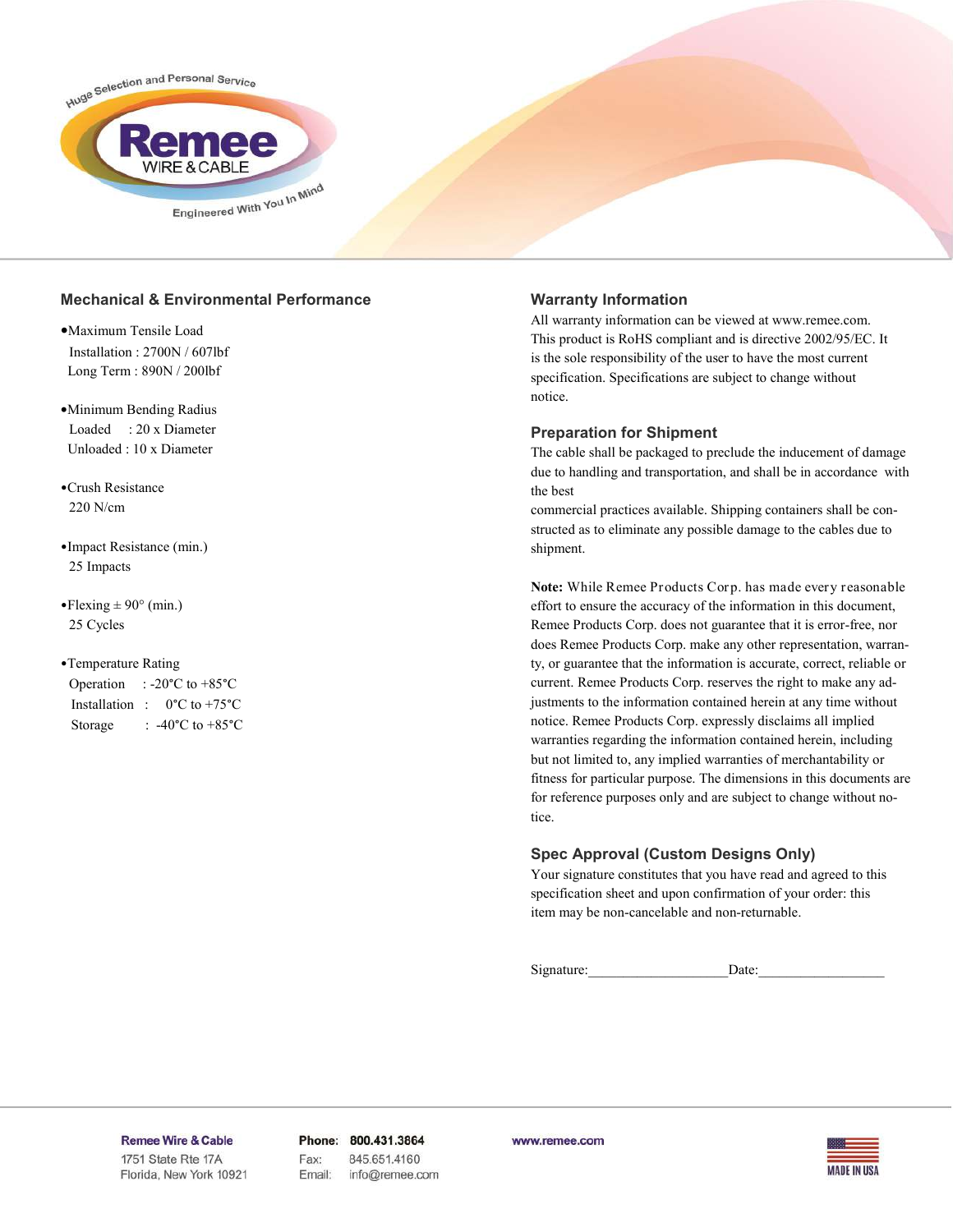## Mechanical & Environmental Performance

- Maximum Tensile Load
  Installation : 2700N / 607lbf
  Long Term : 890N / 200lbf

- Minimum Bending Radius
  Loaded : 20 x Diameter
  Unloaded : 10 x Diameter

- Crush Resistance
  220 N/cm

- Impact Resistance (min.)
  25 Impacts

- Flexing ± 90° (min.)
  25 Cycles

- Temperature Rating
  Operation : -20°C to +85°C
  Installation : 0°C to +75°C
  Storage : -40°C to +85°C

## Warranty Information

All warranty information can be viewed at www.remee.com. This product is RoHS compliant and is directive 2002/95/EC. It is the sole responsibility of the user to have the most current specification. Specifications are subject to change without notice.

## Preparation for Shipment

The cable shall be packaged to preclude the inducement of damage due to handling and transportation, and shall be in accordance with the best commercial practices available. Shipping containers shall be constructed as to eliminate any possible damage to the cables due to shipment.

**Note:** While Remee Products Corp. has made every reasonable effort to ensure the accuracy of the information in this document, Remee Products Corp. does not guarantee that it is error-free, nor does Remee Products Corp. make any other representation, warranty, or guarantee that the information is accurate, correct, reliable or current. Remee Products Corp. reserves the right to make any adjustments to the information contained herein at any time without notice. Remee Products Corp. expressly disclaims all implied warranties regarding the information contained herein, including but not limited to, any implied warranties of merchantability or fitness for particular purpose. The dimensions in this documents are for reference purposes only and are subject to change without notice.

## Spec Approval (Custom Designs Only)

Your signature constitutes that you have read and agreed to this specification sheet and upon confirmation of your order: this item may be non-cancelable and non-returnable.

Signature:____________________ Date:__________________